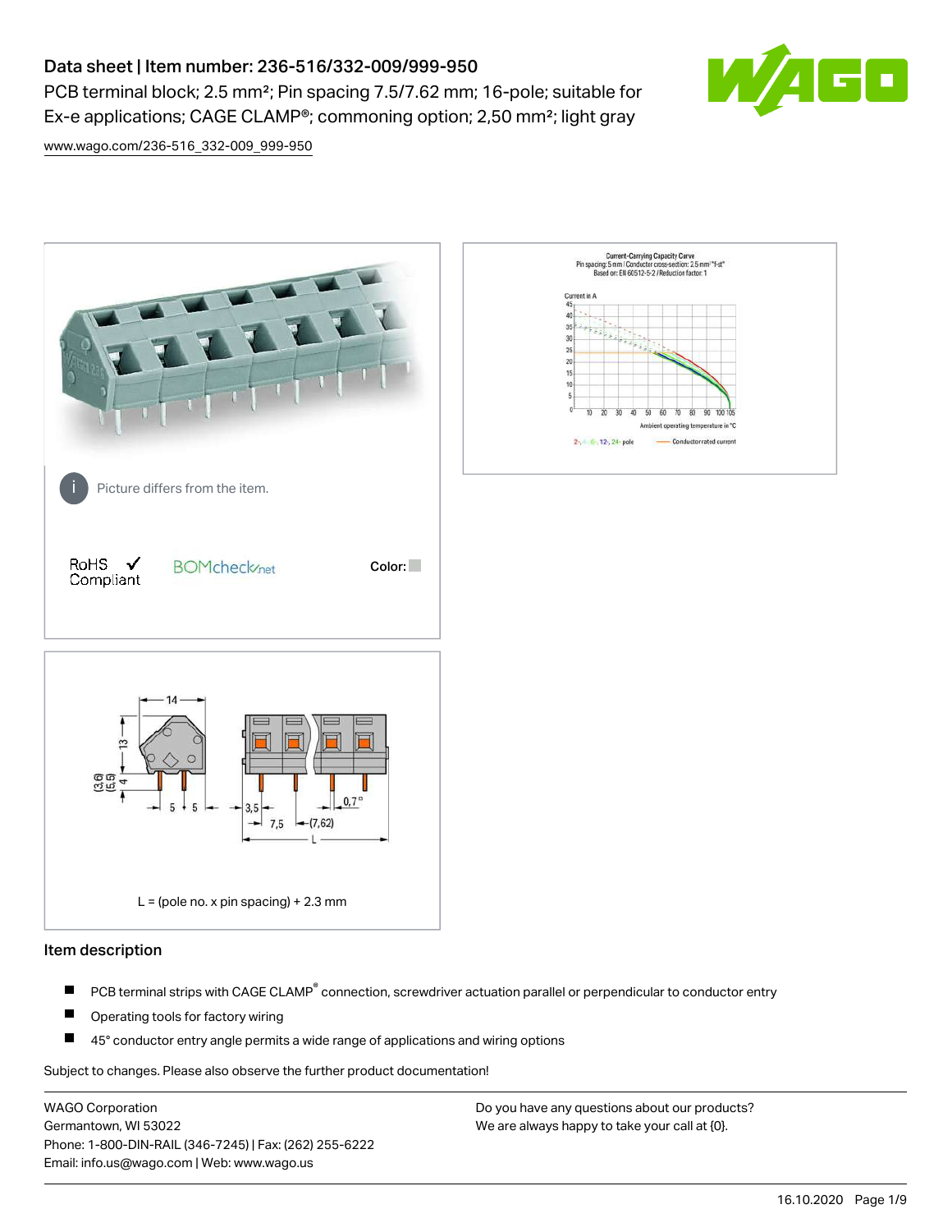# Data sheet | Item number: 236-516/332-009/999-950

PCB terminal block; 2.5 mm²; Pin spacing 7.5/7.62 mm; 16-pole; suitable for Ex-e applications; CAGE CLAMP®; commoning option; 2,50 mm²; light gray

www.wago.com/236-516_332-009_999-950

Current-Carrying Capacity Curve
Pin spacing: 5 mm / Conductor cross-section: 2.5 mm² "f-st"
Based on: EN 60512-5-2 / Reduction factor: 1

Current in A
45
40
35
30
25
20
15
10
5
0
10 20 30 40 50 60 70 80 90 100 105
Ambient operating temperature in °C

2-, 4-, 8-, 12-, 24- pole
Conductor rated current

Picture differs from the item.

RoHS ✓ Compliant

BOMcheck.net

Color:

14
13
(3,6)
(5,5)
4
5
5
3,5
0,7
7,5
(7,62)
L

L = (pole no. x pin spacing) + 2.3 mm

## Item description

- PCB terminal strips with CAGE CLAMP® connection, screwdriver actuation parallel or perpendicular to conductor entry
- Operating tools for factory wiring
- 45° conductor entry angle permits a wide range of applications and wiring options

Subject to changes. Please also observe the further product documentation!

WAGO Corporation
Germantown, WI 53022
Phone: 1-800-DIN-RAIL (346-7245) | Fax: (262) 255-6222
Email: info.us@wago.com | Web: www.wago.us

Do you have any questions about our products?
We are always happy to take your call at {0}.

16.10.2020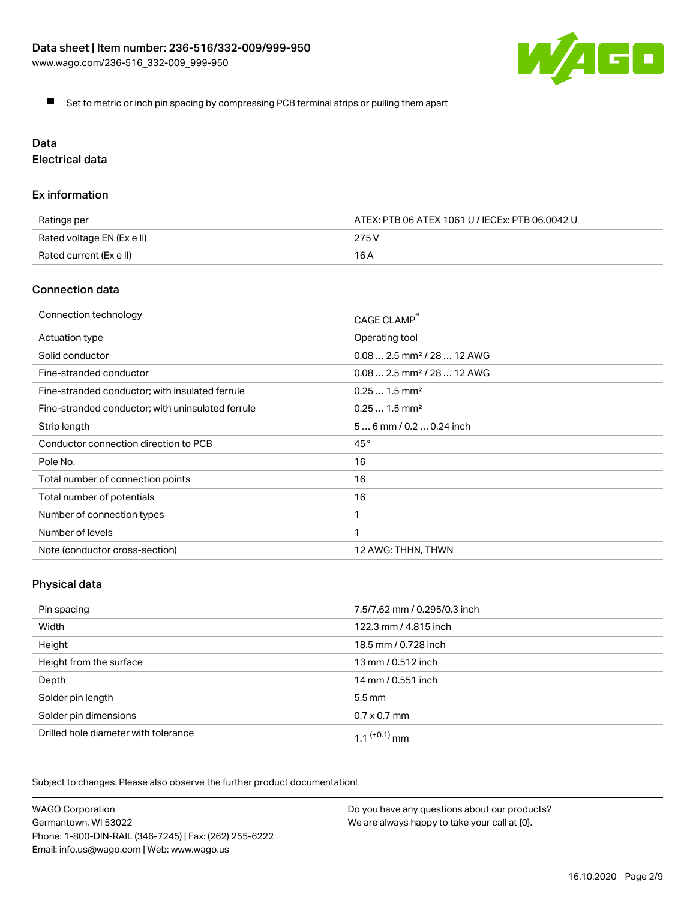- Set to metric or inch pin spacing by compressing PCB terminal strips or pulling them apart

## Data

### Electrical data

#### Ex information

| | |
|---|---|
| Ratings per | ATEX: PTB 06 ATEX 1061 U / IECEx: PTB 06.0042 U |
| Rated voltage EN (Ex e II) | 275 V |
| Rated current (Ex e II) | 16 A |

#### Connection data

| | |
|---|---|
| Connection technology | CAGE CLAMP® |
| Actuation type | Operating tool |
| Solid conductor | 0.08 … 2.5 mm² / 28 … 12 AWG |
| Fine-stranded conductor | 0.08 … 2.5 mm² / 28 … 12 AWG |
| Fine-stranded conductor; with insulated ferrule | 0.25 … 1.5 mm² |
| Fine-stranded conductor; with uninsulated ferrule | 0.25 … 1.5 mm² |
| Strip length | 5 … 6 mm / 0.2 … 0.24 inch |
| Conductor connection direction to PCB | 45 ° |
| Pole No. | 16 |
| Total number of connection points | 16 |
| Total number of potentials | 16 |
| Number of connection types | 1 |
| Number of levels | 1 |
| Note (conductor cross-section) | 12 AWG: THHN, THWN |

#### Physical data

| | |
|---|---|
| Pin spacing | 7.5/7.62 mm / 0.295/0.3 inch |
| Width | 122.3 mm / 4.815 inch |
| Height | 18.5 mm / 0.728 inch |
| Height from the surface | 13 mm / 0.512 inch |
| Depth | 14 mm / 0.551 inch |
| Solder pin length | 5.5 mm |
| Solder pin dimensions | 0.7 x 0.7 mm |
| Drilled hole diameter with tolerance | 1.1 $^{(+0.1)}$ mm |

Subject to changes. Please also observe the further product documentation!

WAGO Corporation
Germantown, WI 53022
Phone: 1-800-DIN-RAIL (346-7245) | Fax: (262) 255-6222
Email: info.us@wago.com | Web: www.wago.us

Do you have any questions about our products?
We are always happy to take your call at {0}.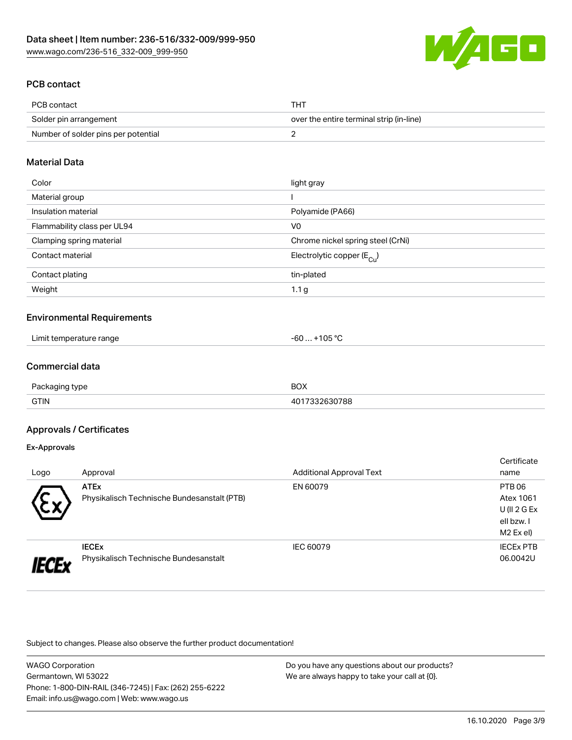## PCB contact

| | |
|---|---|
| PCB contact | THT |
| Solder pin arrangement | over the entire terminal strip (in-line) |
| Number of solder pins per potential | 2 |

## Material Data

| | |
|---|---|
| Color | light gray |
| Material group | I |
| Insulation material | Polyamide (PA66) |
| Flammability class per UL94 | V0 |
| Clamping spring material | Chrome nickel spring steel (CrNi) |
| Contact material | Electrolytic copper ($E_{Cu}$) |
| Contact plating | tin-plated |
| Weight | 1.1 g |

## Environmental Requirements

| | |
|---|---|
| Limit temperature range | -60 … +105 °C |

## Commercial data

| | |
|---|---|
| Packaging type | BOX |
| GTIN | 4017332630788 |

## Approvals / Certificates

### Ex-Approvals

| Logo | Approval | Additional Approval Text | Certificate name |
|---|---|---|---|
| | **ATEx**<br>Physikalisch Technische Bundesanstalt (PTB) | EN 60079 | PTB 06 Atex 1061 U (II 2 G Ex eII bzw. I M2 Ex eI) |
| | **IECEx**<br>Physikalisch Technische Bundesanstalt | IEC 60079 | IECEx PTB 06.0042U |

Subject to changes. Please also observe the further product documentation!

WAGO Corporation
Germantown, WI 53022
Phone: 1-800-DIN-RAIL (346-7245) | Fax: (262) 255-6222
Email: info.us@wago.com | Web: www.wago.us

Do you have any questions about our products?
We are always happy to take your call at {0}.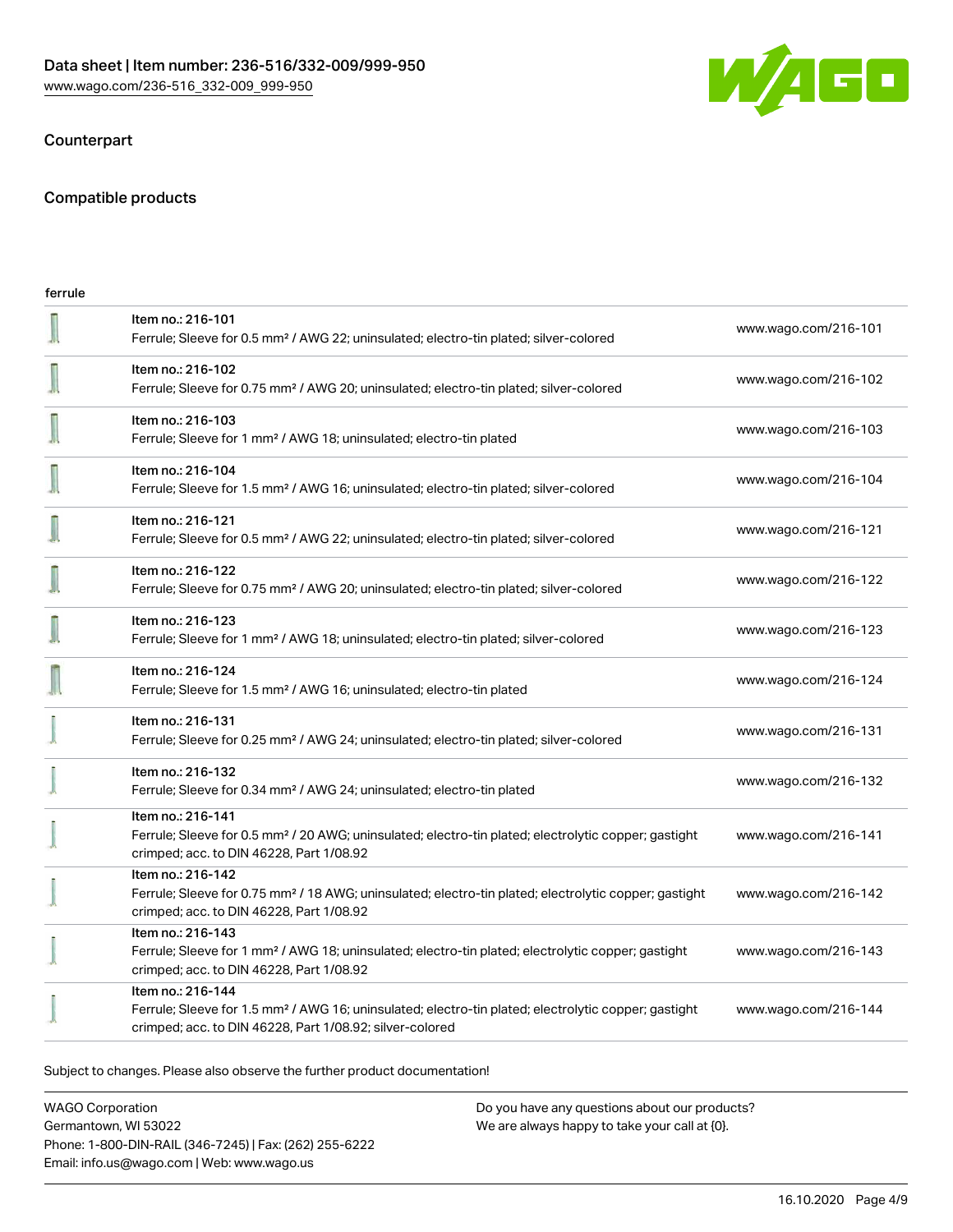## Counterpart

## Compatible products

ferrule

| | | |
|---|---|---|
| Item no.: 216-101<br>Ferrule; Sleeve for 0.5 mm² / AWG 22; uninsulated; electro-tin plated; silver-colored | www.wago.com/216-101 |
| Item no.: 216-102<br>Ferrule; Sleeve for 0.75 mm² / AWG 20; uninsulated; electro-tin plated; silver-colored | www.wago.com/216-102 |
| Item no.: 216-103<br>Ferrule; Sleeve for 1 mm² / AWG 18; uninsulated; electro-tin plated | www.wago.com/216-103 |
| Item no.: 216-104<br>Ferrule; Sleeve for 1.5 mm² / AWG 16; uninsulated; electro-tin plated; silver-colored | www.wago.com/216-104 |
| Item no.: 216-121<br>Ferrule; Sleeve for 0.5 mm² / AWG 22; uninsulated; electro-tin plated; silver-colored | www.wago.com/216-121 |
| Item no.: 216-122<br>Ferrule; Sleeve for 0.75 mm² / AWG 20; uninsulated; electro-tin plated; silver-colored | www.wago.com/216-122 |
| Item no.: 216-123<br>Ferrule; Sleeve for 1 mm² / AWG 18; uninsulated; electro-tin plated; silver-colored | www.wago.com/216-123 |
| Item no.: 216-124<br>Ferrule; Sleeve for 1.5 mm² / AWG 16; uninsulated; electro-tin plated | www.wago.com/216-124 |
| Item no.: 216-131<br>Ferrule; Sleeve for 0.25 mm² / AWG 24; uninsulated; electro-tin plated; silver-colored | www.wago.com/216-131 |
| Item no.: 216-132<br>Ferrule; Sleeve for 0.34 mm² / AWG 24; uninsulated; electro-tin plated | www.wago.com/216-132 |
| Item no.: 216-141<br>Ferrule; Sleeve for 0.5 mm² / 20 AWG; uninsulated; electro-tin plated; electrolytic copper; gastight crimped; acc. to DIN 46228, Part 1/08.92 | www.wago.com/216-141 |
| Item no.: 216-142<br>Ferrule; Sleeve for 0.75 mm² / 18 AWG; uninsulated; electro-tin plated; electrolytic copper; gastight crimped; acc. to DIN 46228, Part 1/08.92 | www.wago.com/216-142 |
| Item no.: 216-143<br>Ferrule; Sleeve for 1 mm² / AWG 18; uninsulated; electro-tin plated; electrolytic copper; gastight crimped; acc. to DIN 46228, Part 1/08.92 | www.wago.com/216-143 |
| Item no.: 216-144<br>Ferrule; Sleeve for 1.5 mm² / AWG 16; uninsulated; electro-tin plated; electrolytic copper; gastight crimped; acc. to DIN 46228, Part 1/08.92; silver-colored | www.wago.com/216-144 |

Subject to changes. Please also observe the further product documentation!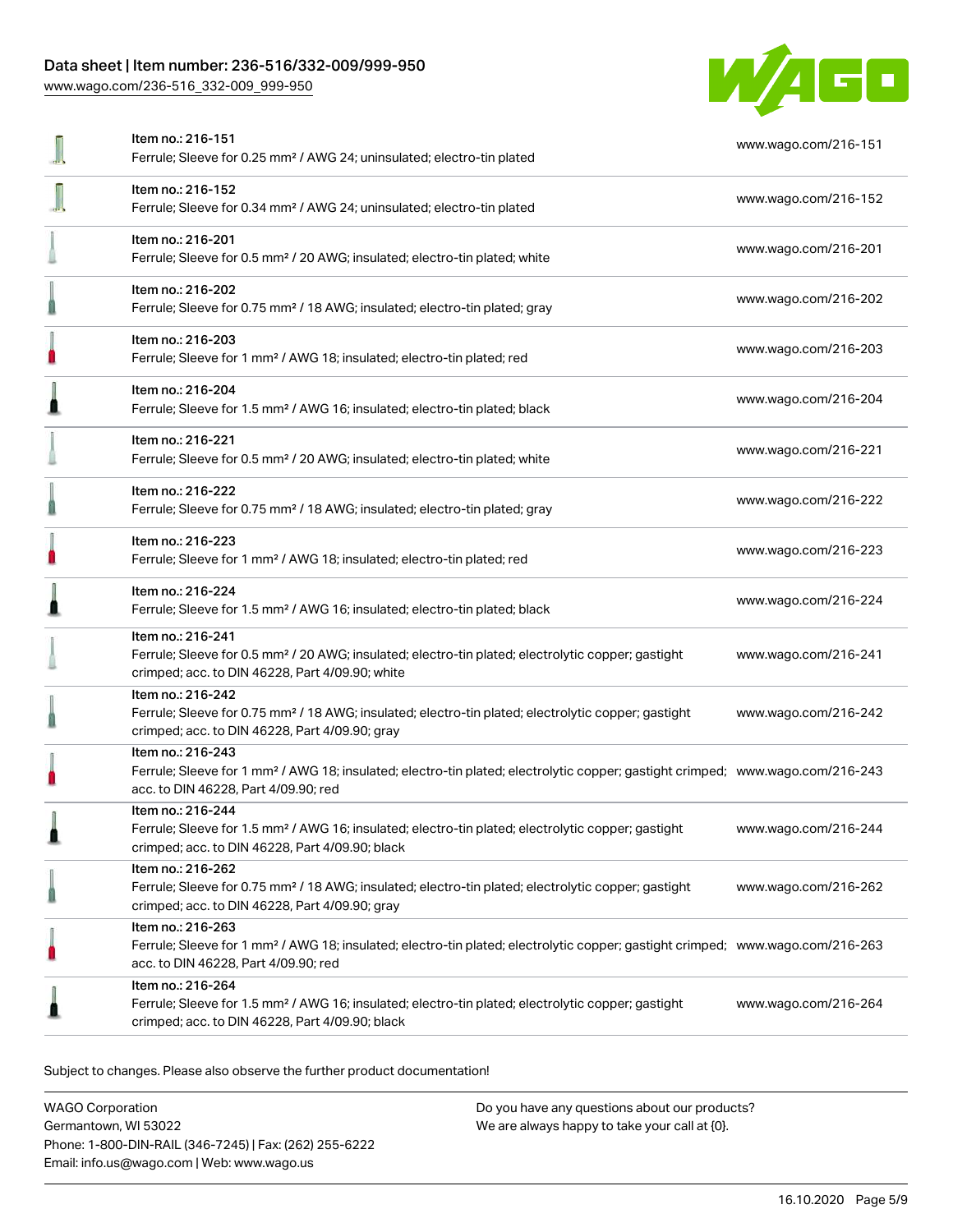| | | |
|---|---|---|
| | Item no.: 216-151<br>Ferrule; Sleeve for 0.25 mm² / AWG 24; uninsulated; electro-tin plated | www.wago.com/216-151 |
| | Item no.: 216-152<br>Ferrule; Sleeve for 0.34 mm² / AWG 24; uninsulated; electro-tin plated | www.wago.com/216-152 |
| | Item no.: 216-201<br>Ferrule; Sleeve for 0.5 mm² / 20 AWG; insulated; electro-tin plated; white | www.wago.com/216-201 |
| | Item no.: 216-202<br>Ferrule; Sleeve for 0.75 mm² / 18 AWG; insulated; electro-tin plated; gray | www.wago.com/216-202 |
| | Item no.: 216-203<br>Ferrule; Sleeve for 1 mm² / AWG 18; insulated; electro-tin plated; red | www.wago.com/216-203 |
| | Item no.: 216-204<br>Ferrule; Sleeve for 1.5 mm² / AWG 16; insulated; electro-tin plated; black | www.wago.com/216-204 |
| | Item no.: 216-221<br>Ferrule; Sleeve for 0.5 mm² / 20 AWG; insulated; electro-tin plated; white | www.wago.com/216-221 |
| | Item no.: 216-222<br>Ferrule; Sleeve for 0.75 mm² / 18 AWG; insulated; electro-tin plated; gray | www.wago.com/216-222 |
| | Item no.: 216-223<br>Ferrule; Sleeve for 1 mm² / AWG 18; insulated; electro-tin plated; red | www.wago.com/216-223 |
| | Item no.: 216-224<br>Ferrule; Sleeve for 1.5 mm² / AWG 16; insulated; electro-tin plated; black | www.wago.com/216-224 |
| | Item no.: 216-241<br>Ferrule; Sleeve for 0.5 mm² / 20 AWG; insulated; electro-tin plated; electrolytic copper; gastight crimped; acc. to DIN 46228, Part 4/09.90; white | www.wago.com/216-241 |
| | Item no.: 216-242<br>Ferrule; Sleeve for 0.75 mm² / 18 AWG; insulated; electro-tin plated; electrolytic copper; gastight crimped; acc. to DIN 46228, Part 4/09.90; gray | www.wago.com/216-242 |
| | Item no.: 216-243<br>Ferrule; Sleeve for 1 mm² / AWG 18; insulated; electro-tin plated; electrolytic copper; gastight crimped; acc. to DIN 46228, Part 4/09.90; red | www.wago.com/216-243 |
| | Item no.: 216-244<br>Ferrule; Sleeve for 1.5 mm² / AWG 16; insulated; electro-tin plated; electrolytic copper; gastight crimped; acc. to DIN 46228, Part 4/09.90; black | www.wago.com/216-244 |
| | Item no.: 216-262<br>Ferrule; Sleeve for 0.75 mm² / 18 AWG; insulated; electro-tin plated; electrolytic copper; gastight crimped; acc. to DIN 46228, Part 4/09.90; gray | www.wago.com/216-262 |
| | Item no.: 216-263<br>Ferrule; Sleeve for 1 mm² / AWG 18; insulated; electro-tin plated; electrolytic copper; gastight crimped; acc. to DIN 46228, Part 4/09.90; red | www.wago.com/216-263 |
| | Item no.: 216-264<br>Ferrule; Sleeve for 1.5 mm² / AWG 16; insulated; electro-tin plated; electrolytic copper; gastight crimped; acc. to DIN 46228, Part 4/09.90; black | www.wago.com/216-264 |

Subject to changes. Please also observe the further product documentation!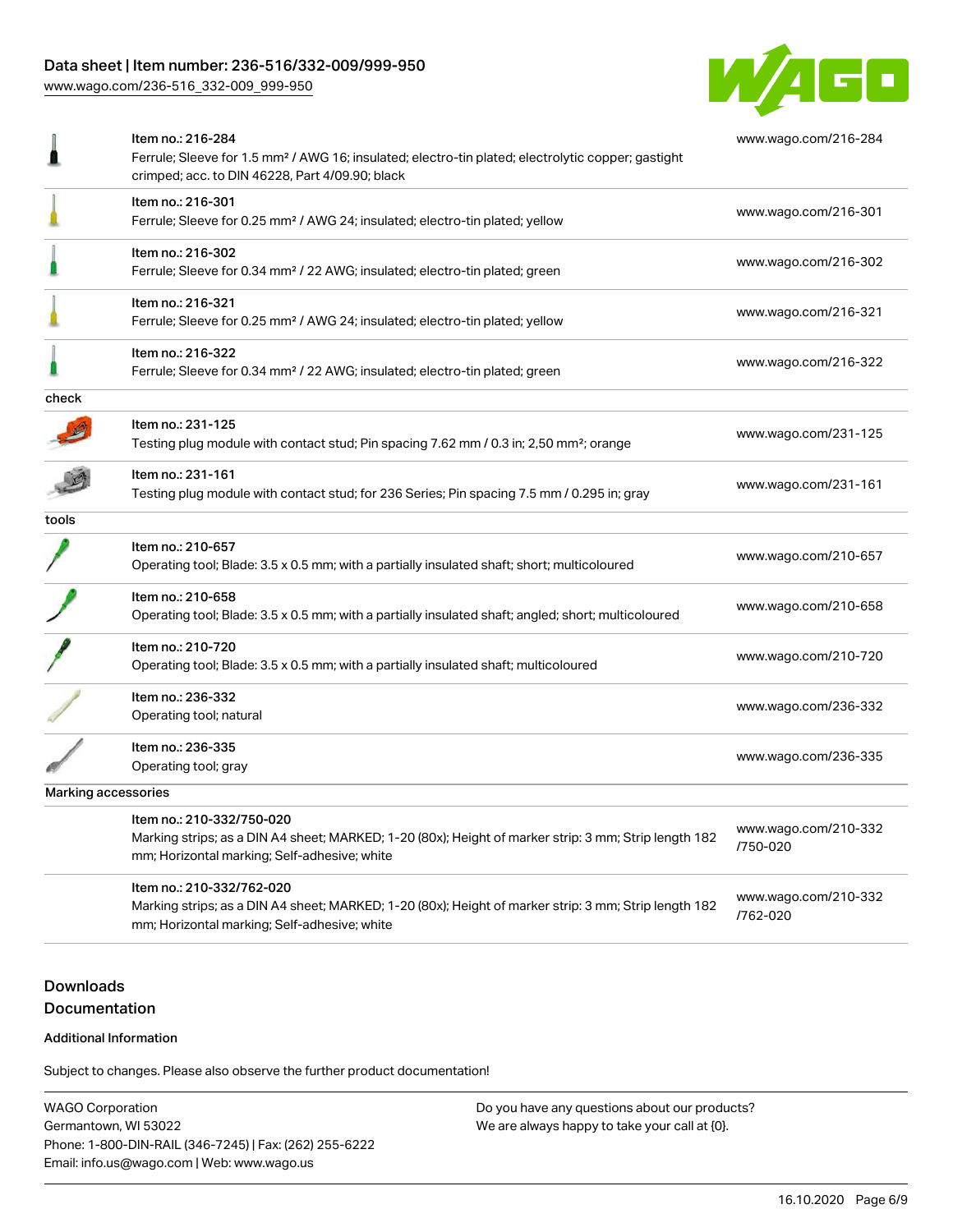| | | |
|---|---|---|
| | Item no.: 216-284<br>Ferrule; Sleeve for 1.5 mm² / AWG 16; insulated; electro-tin plated; electrolytic copper; gastight crimped; acc. to DIN 46228, Part 4/09.90; black | www.wago.com/216-284 |
| | Item no.: 216-301<br>Ferrule; Sleeve for 0.25 mm² / AWG 24; insulated; electro-tin plated; yellow | www.wago.com/216-301 |
| | Item no.: 216-302<br>Ferrule; Sleeve for 0.34 mm² / 22 AWG; insulated; electro-tin plated; green | www.wago.com/216-302 |
| | Item no.: 216-321<br>Ferrule; Sleeve for 0.25 mm² / AWG 24; insulated; electro-tin plated; yellow | www.wago.com/216-321 |
| | Item no.: 216-322<br>Ferrule; Sleeve for 0.34 mm² / 22 AWG; insulated; electro-tin plated; green | www.wago.com/216-322 |
| check | | |
| | Item no.: 231-125<br>Testing plug module with contact stud; Pin spacing 7.62 mm / 0.3 in; 2,50 mm²; orange | www.wago.com/231-125 |
| | Item no.: 231-161<br>Testing plug module with contact stud; for 236 Series; Pin spacing 7.5 mm / 0.295 in; gray | www.wago.com/231-161 |
| tools | | |
| | Item no.: 210-657<br>Operating tool; Blade: 3.5 x 0.5 mm; with a partially insulated shaft; short; multicoloured | www.wago.com/210-657 |
| | Item no.: 210-658<br>Operating tool; Blade: 3.5 x 0.5 mm; with a partially insulated shaft; angled; short; multicoloured | www.wago.com/210-658 |
| | Item no.: 210-720<br>Operating tool; Blade: 3.5 x 0.5 mm; with a partially insulated shaft; multicoloured | www.wago.com/210-720 |
| | Item no.: 236-332<br>Operating tool; natural | www.wago.com/236-332 |
| | Item no.: 236-335<br>Operating tool; gray | www.wago.com/236-335 |
| Marking accessories | | |
| | Item no.: 210-332/750-020<br>Marking strips; as a DIN A4 sheet; MARKED; 1-20 (80x); Height of marker strip: 3 mm; Strip length 182 mm; Horizontal marking; Self-adhesive; white | www.wago.com/210-332/750-020 |
| | Item no.: 210-332/762-020<br>Marking strips; as a DIN A4 sheet; MARKED; 1-20 (80x); Height of marker strip: 3 mm; Strip length 182 mm; Horizontal marking; Self-adhesive; white | www.wago.com/210-332/762-020 |

## Downloads

## Documentation

### Additional Information

Subject to changes. Please also observe the further product documentation!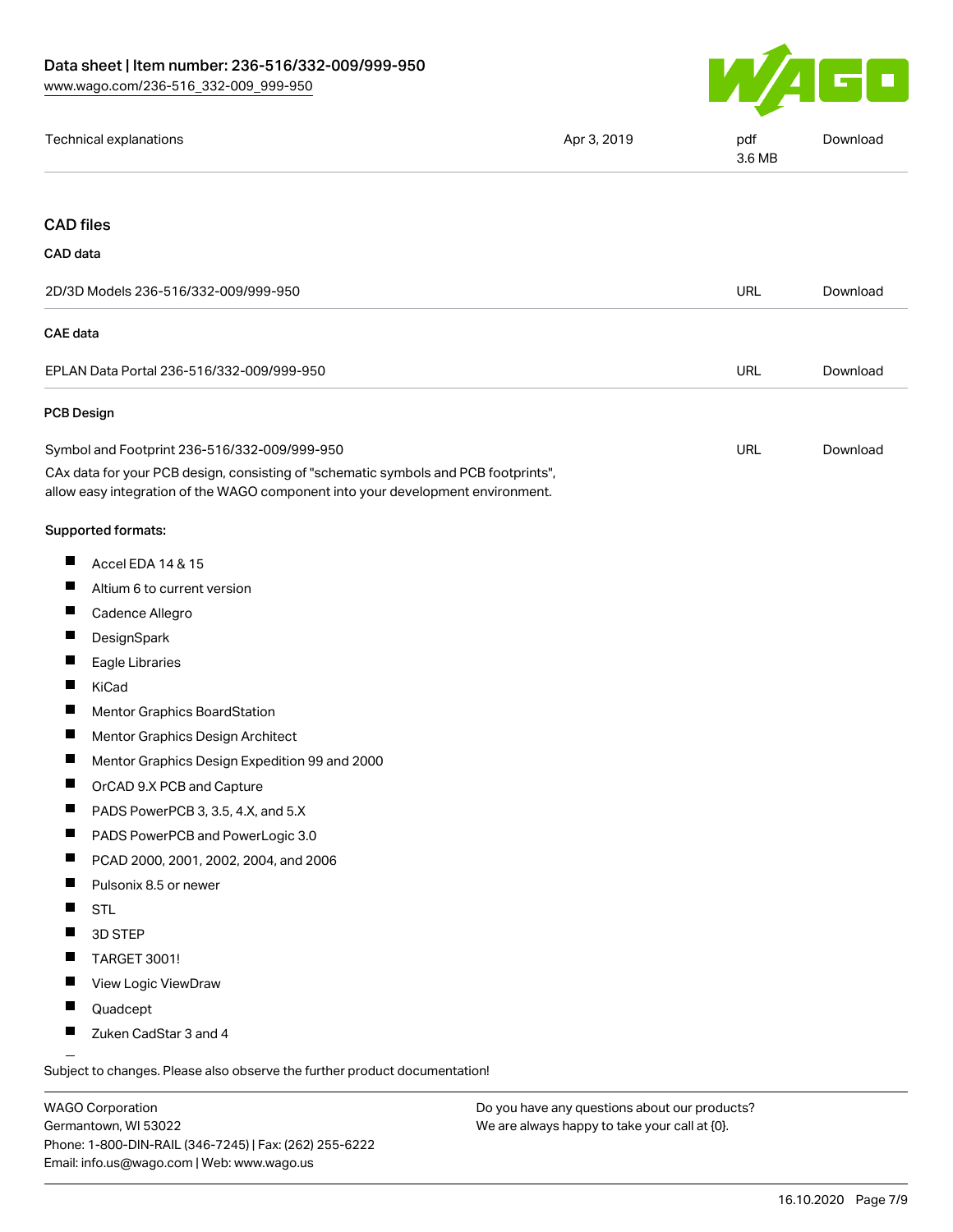| | | | |
|---|---|---|---|
| Technical explanations | Apr 3, 2019 | pdf 3.6 MB | Download |

## CAD files

### CAD data

| | | |
|---|---|---|
| 2D/3D Models 236-516/332-009/999-950 | URL | Download |

### CAE data

| | | |
|---|---|---|
| EPLAN Data Portal 236-516/332-009/999-950 | URL | Download |

### PCB Design

| | | |
|---|---|---|
| Symbol and Footprint 236-516/332-009/999-950 | URL | Download |

CAx data for your PCB design, consisting of "schematic symbols and PCB footprints", allow easy integration of the WAGO component into your development environment.

Supported formats:

- Accel EDA 14 & 15
- Altium 6 to current version
- Cadence Allegro
- DesignSpark
- Eagle Libraries
- KiCad
- Mentor Graphics BoardStation
- Mentor Graphics Design Architect
- Mentor Graphics Design Expedition 99 and 2000
- OrCAD 9.X PCB and Capture
- PADS PowerPCB 3, 3.5, 4.X, and 5.X
- PADS PowerPCB and PowerLogic 3.0
- PCAD 2000, 2001, 2002, 2004, and 2006
- Pulsonix 8.5 or newer
- STL
- 3D STEP
- TARGET 3001!
- View Logic ViewDraw
- Quadcept
- Zuken CadStar 3 and 4

Subject to changes. Please also observe the further product documentation!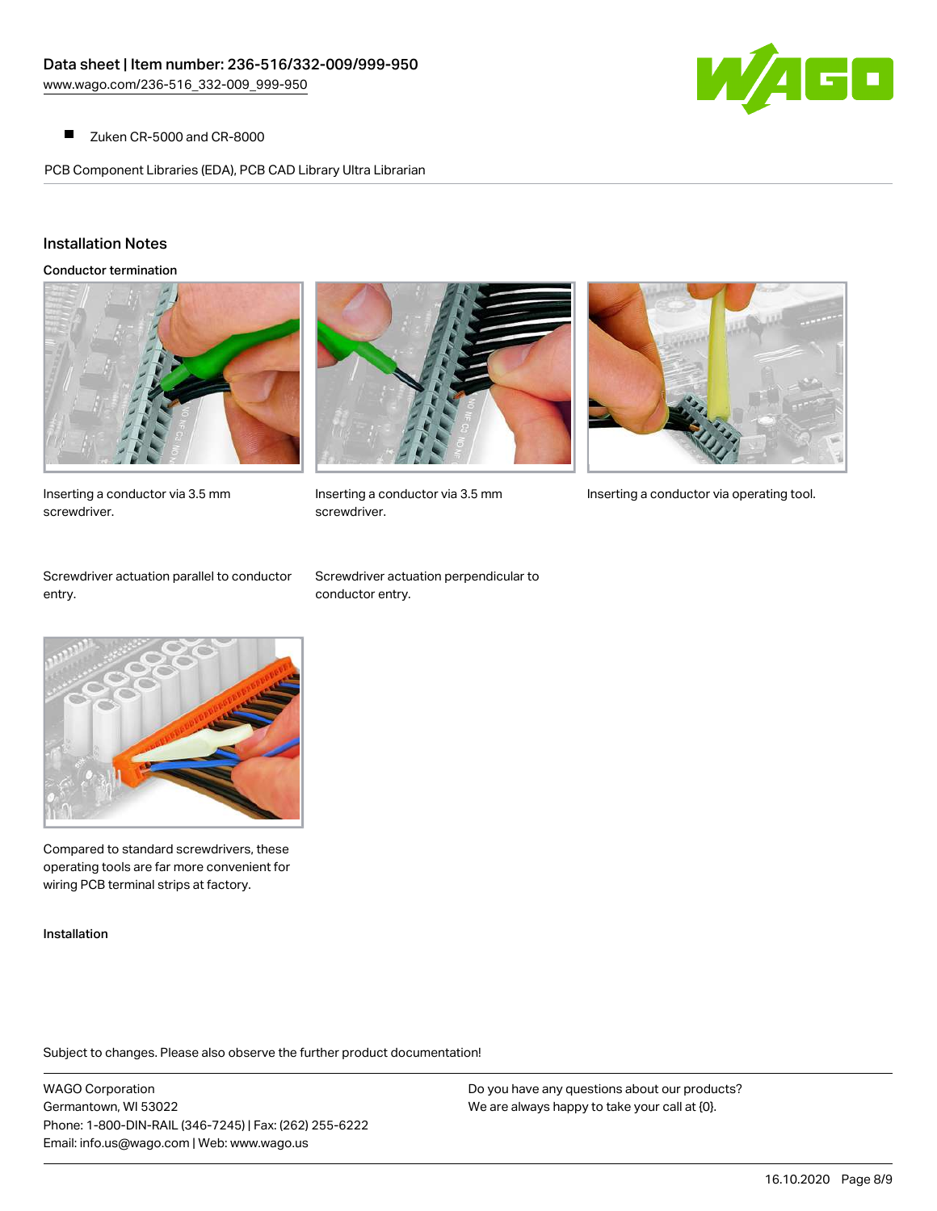- Zuken CR-5000 and CR-8000

PCB Component Libraries (EDA), PCB CAD Library Ultra Librarian

## Installation Notes

### Conductor termination

Inserting a conductor via 3.5 mm screwdriver.

Inserting a conductor via 3.5 mm screwdriver.

Inserting a conductor via operating tool.

Screwdriver actuation parallel to conductor entry.

Screwdriver actuation perpendicular to conductor entry.

Compared to standard screwdrivers, these operating tools are far more convenient for wiring PCB terminal strips at factory.

### Installation

Subject to changes. Please also observe the further product documentation!

WAGO Corporation
Germantown, WI 53022
Phone: 1-800-DIN-RAIL (346-7245) | Fax: (262) 255-6222
Email: info.us@wago.com | Web: www.wago.us

Do you have any questions about our products?
We are always happy to take your call at {0}.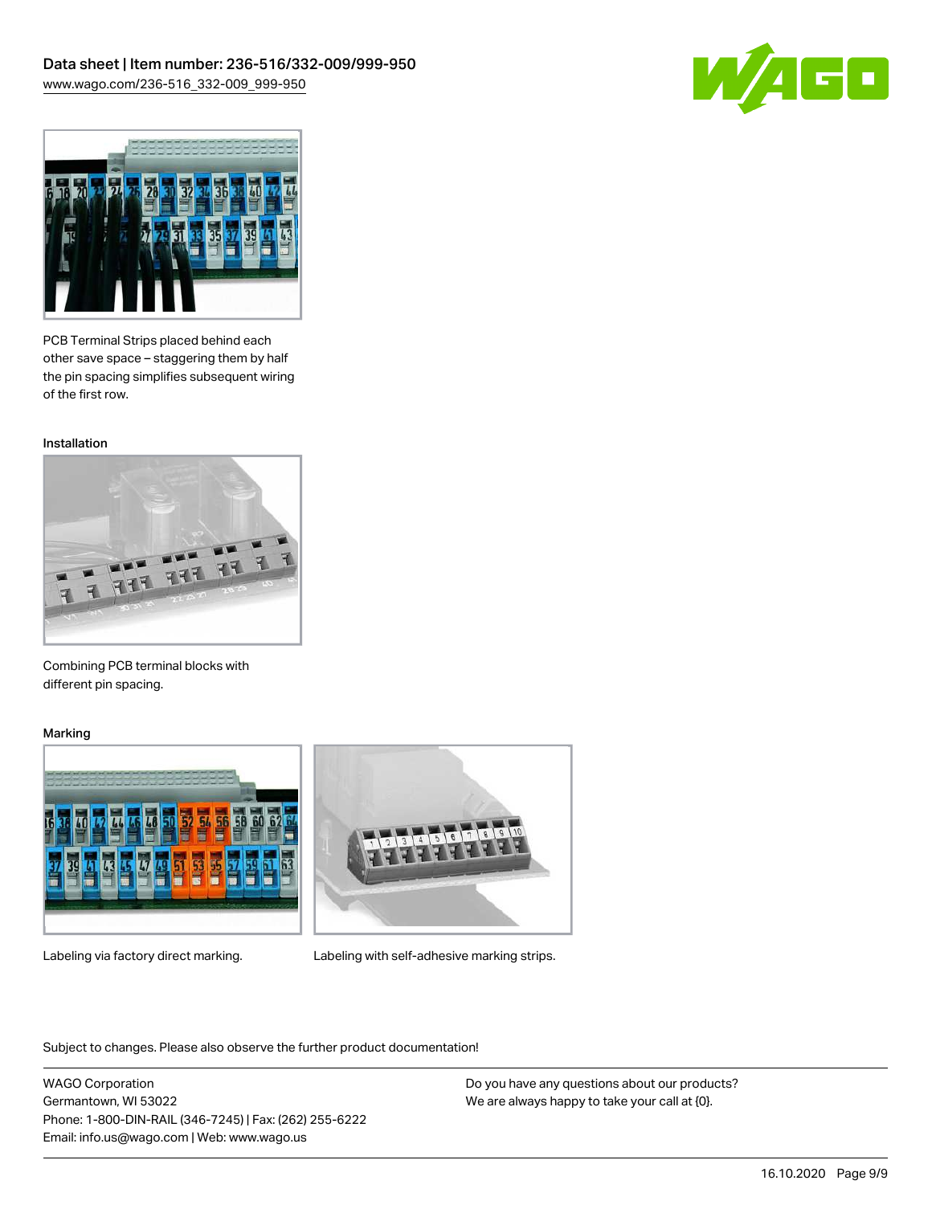PCB Terminal Strips placed behind each other save space – staggering them by half the pin spacing simplifies subsequent wiring of the first row.

Installation

Combining PCB terminal blocks with different pin spacing.

Marking

Labeling via factory direct marking.

Labeling with self-adhesive marking strips.

Subject to changes. Please also observe the further product documentation!

WAGO Corporation
Germantown, WI 53022
Phone: 1-800-DIN-RAIL (346-7245) | Fax: (262) 255-6222
Email: info.us@wago.com | Web: www.wago.us

Do you have any questions about our products?
We are always happy to take your call at {0}.